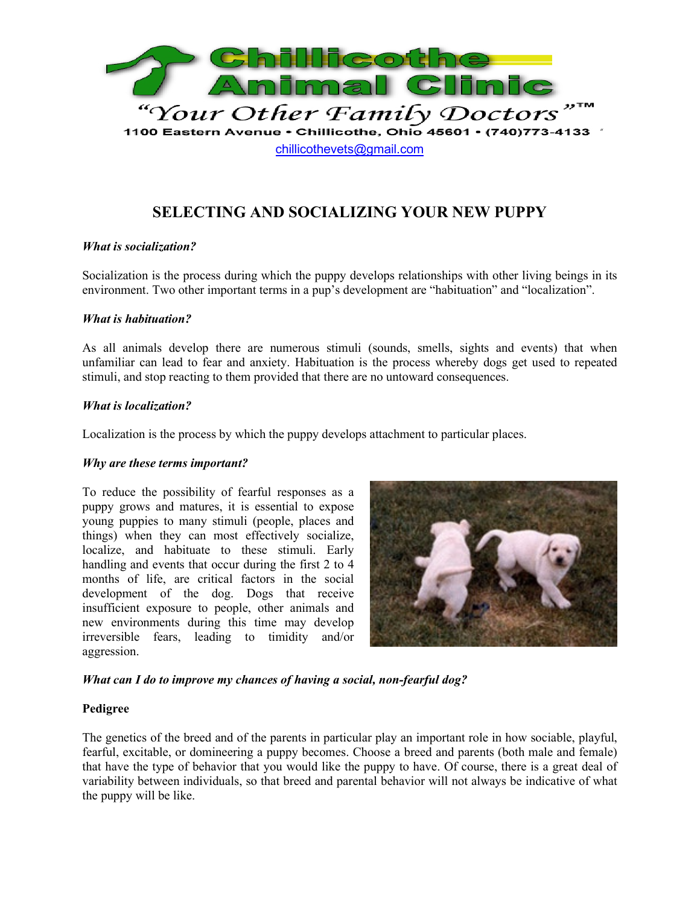# Chillicothe Animal Clinic

"Your Other Family Doctors"™

1100 Eastern Avenue • Chillicothe, Ohio 45601 • (740)773-4133

chillicothevets@gmail.com

## SELECTING AND SOCIALIZING YOUR NEW PUPPY

***What is socialization?***

Socialization is the process during which the puppy develops relationships with other living beings in its environment. Two other important terms in a pup's development are "habituation" and "localization".

***What is habituation?***

As all animals develop there are numerous stimuli (sounds, smells, sights and events) that when unfamiliar can lead to fear and anxiety. Habituation is the process whereby dogs get used to repeated stimuli, and stop reacting to them provided that there are no untoward consequences.

***What is localization?***

Localization is the process by which the puppy develops attachment to particular places.

***Why are these terms important?***

To reduce the possibility of fearful responses as a puppy grows and matures, it is essential to expose young puppies to many stimuli (people, places and things) when they can most effectively socialize, localize, and habituate to these stimuli. Early handling and events that occur during the first 2 to 4 months of life, are critical factors in the social development of the dog. Dogs that receive insufficient exposure to people, other animals and new environments during this time may develop irreversible fears, leading to timidity and/or aggression.

***What can I do to improve my chances of having a social, non-fearful dog?***

**Pedigree**

The genetics of the breed and of the parents in particular play an important role in how sociable, playful, fearful, excitable, or domineering a puppy becomes. Choose a breed and parents (both male and female) that have the type of behavior that you would like the puppy to have. Of course, there is a great deal of variability between individuals, so that breed and parental behavior will not always be indicative of what the puppy will be like.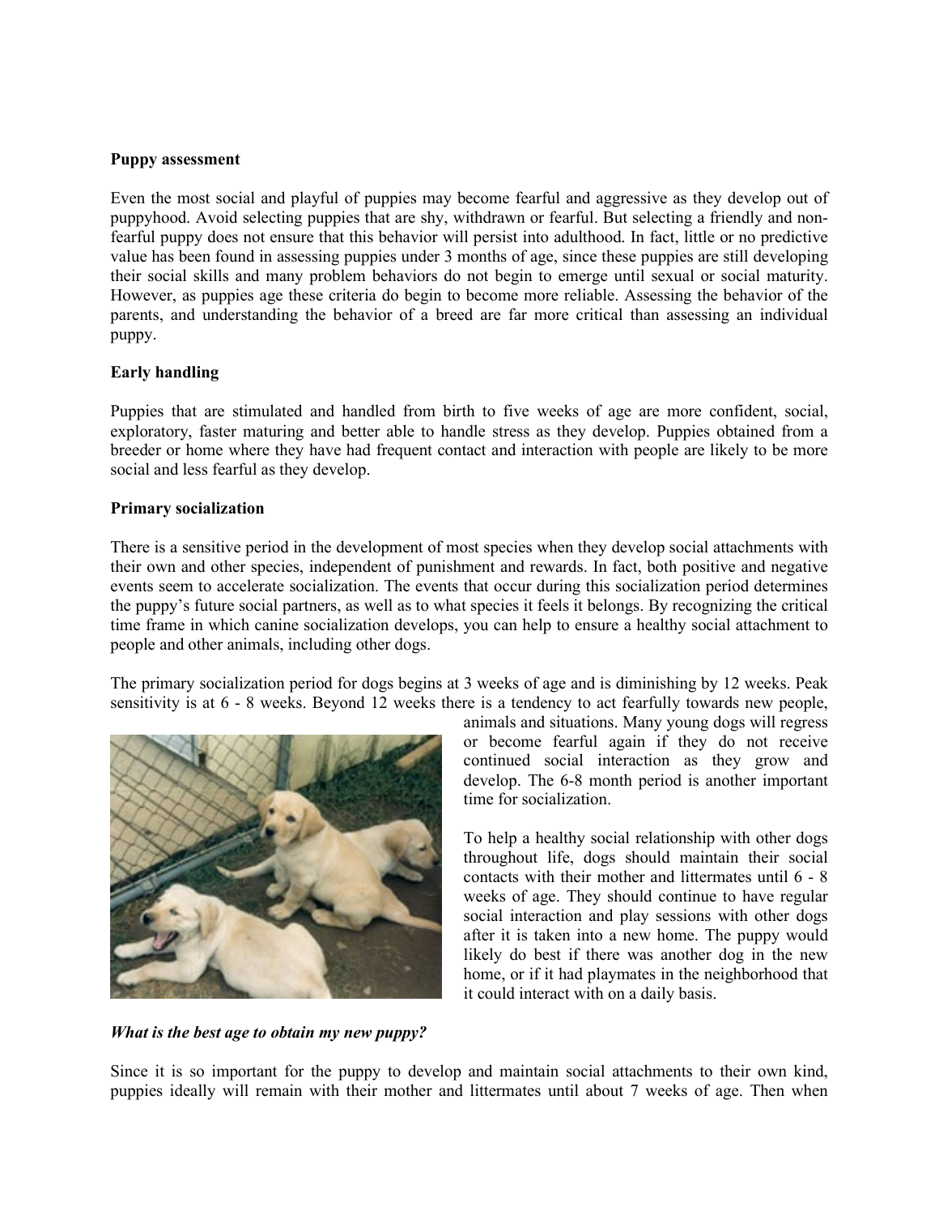**Puppy assessment**

Even the most social and playful of puppies may become fearful and aggressive as they develop out of puppyhood. Avoid selecting puppies that are shy, withdrawn or fearful. But selecting a friendly and non-fearful puppy does not ensure that this behavior will persist into adulthood. In fact, little or no predictive value has been found in assessing puppies under 3 months of age, since these puppies are still developing their social skills and many problem behaviors do not begin to emerge until sexual or social maturity. However, as puppies age these criteria do begin to become more reliable. Assessing the behavior of the parents, and understanding the behavior of a breed are far more critical than assessing an individual puppy.

**Early handling**

Puppies that are stimulated and handled from birth to five weeks of age are more confident, social, exploratory, faster maturing and better able to handle stress as they develop. Puppies obtained from a breeder or home where they have had frequent contact and interaction with people are likely to be more social and less fearful as they develop.

**Primary socialization**

There is a sensitive period in the development of most species when they develop social attachments with their own and other species, independent of punishment and rewards. In fact, both positive and negative events seem to accelerate socialization. The events that occur during this socialization period determines the puppy's future social partners, as well as to what species it feels it belongs. By recognizing the critical time frame in which canine socialization develops, you can help to ensure a healthy social attachment to people and other animals, including other dogs.

The primary socialization period for dogs begins at 3 weeks of age and is diminishing by 12 weeks. Peak sensitivity is at 6 - 8 weeks. Beyond 12 weeks there is a tendency to act fearfully towards new people, animals and situations. Many young dogs will regress or become fearful again if they do not receive continued social interaction as they grow and develop. The 6-8 month period is another important time for socialization.

To help a healthy social relationship with other dogs throughout life, dogs should maintain their social contacts with their mother and littermates until 6 - 8 weeks of age. They should continue to have regular social interaction and play sessions with other dogs after it is taken into a new home. The puppy would likely do best if there was another dog in the new home, or if it had playmates in the neighborhood that it could interact with on a daily basis.

***What is the best age to obtain my new puppy?***

Since it is so important for the puppy to develop and maintain social attachments to their own kind, puppies ideally will remain with their mother and littermates until about 7 weeks of age. Then when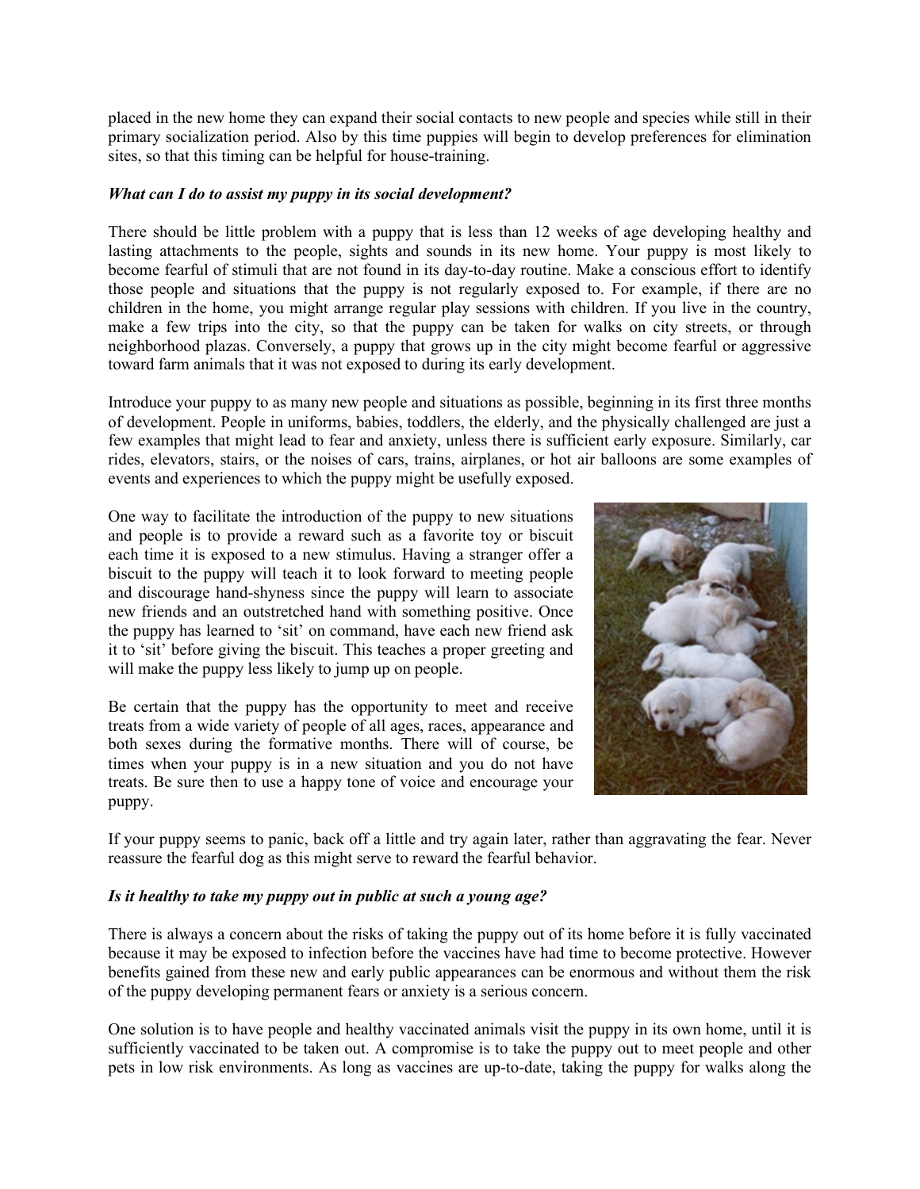placed in the new home they can expand their social contacts to new people and species while still in their primary socialization period. Also by this time puppies will begin to develop preferences for elimination sites, so that this timing can be helpful for house-training.

***What can I do to assist my puppy in its social development?***

There should be little problem with a puppy that is less than 12 weeks of age developing healthy and lasting attachments to the people, sights and sounds in its new home. Your puppy is most likely to become fearful of stimuli that are not found in its day-to-day routine. Make a conscious effort to identify those people and situations that the puppy is not regularly exposed to. For example, if there are no children in the home, you might arrange regular play sessions with children. If you live in the country, make a few trips into the city, so that the puppy can be taken for walks on city streets, or through neighborhood plazas. Conversely, a puppy that grows up in the city might become fearful or aggressive toward farm animals that it was not exposed to during its early development.

Introduce your puppy to as many new people and situations as possible, beginning in its first three months of development. People in uniforms, babies, toddlers, the elderly, and the physically challenged are just a few examples that might lead to fear and anxiety, unless there is sufficient early exposure. Similarly, car rides, elevators, stairs, or the noises of cars, trains, airplanes, or hot air balloons are some examples of events and experiences to which the puppy might be usefully exposed.

One way to facilitate the introduction of the puppy to new situations and people is to provide a reward such as a favorite toy or biscuit each time it is exposed to a new stimulus. Having a stranger offer a biscuit to the puppy will teach it to look forward to meeting people and discourage hand-shyness since the puppy will learn to associate new friends and an outstretched hand with something positive. Once the puppy has learned to 'sit' on command, have each new friend ask it to 'sit' before giving the biscuit. This teaches a proper greeting and will make the puppy less likely to jump up on people.

Be certain that the puppy has the opportunity to meet and receive treats from a wide variety of people of all ages, races, appearance and both sexes during the formative months. There will of course, be times when your puppy is in a new situation and you do not have treats. Be sure then to use a happy tone of voice and encourage your puppy.

If your puppy seems to panic, back off a little and try again later, rather than aggravating the fear. Never reassure the fearful dog as this might serve to reward the fearful behavior.

***Is it healthy to take my puppy out in public at such a young age?***

There is always a concern about the risks of taking the puppy out of its home before it is fully vaccinated because it may be exposed to infection before the vaccines have had time to become protective. However benefits gained from these new and early public appearances can be enormous and without them the risk of the puppy developing permanent fears or anxiety is a serious concern.

One solution is to have people and healthy vaccinated animals visit the puppy in its own home, until it is sufficiently vaccinated to be taken out. A compromise is to take the puppy out to meet people and other pets in low risk environments. As long as vaccines are up-to-date, taking the puppy for walks along the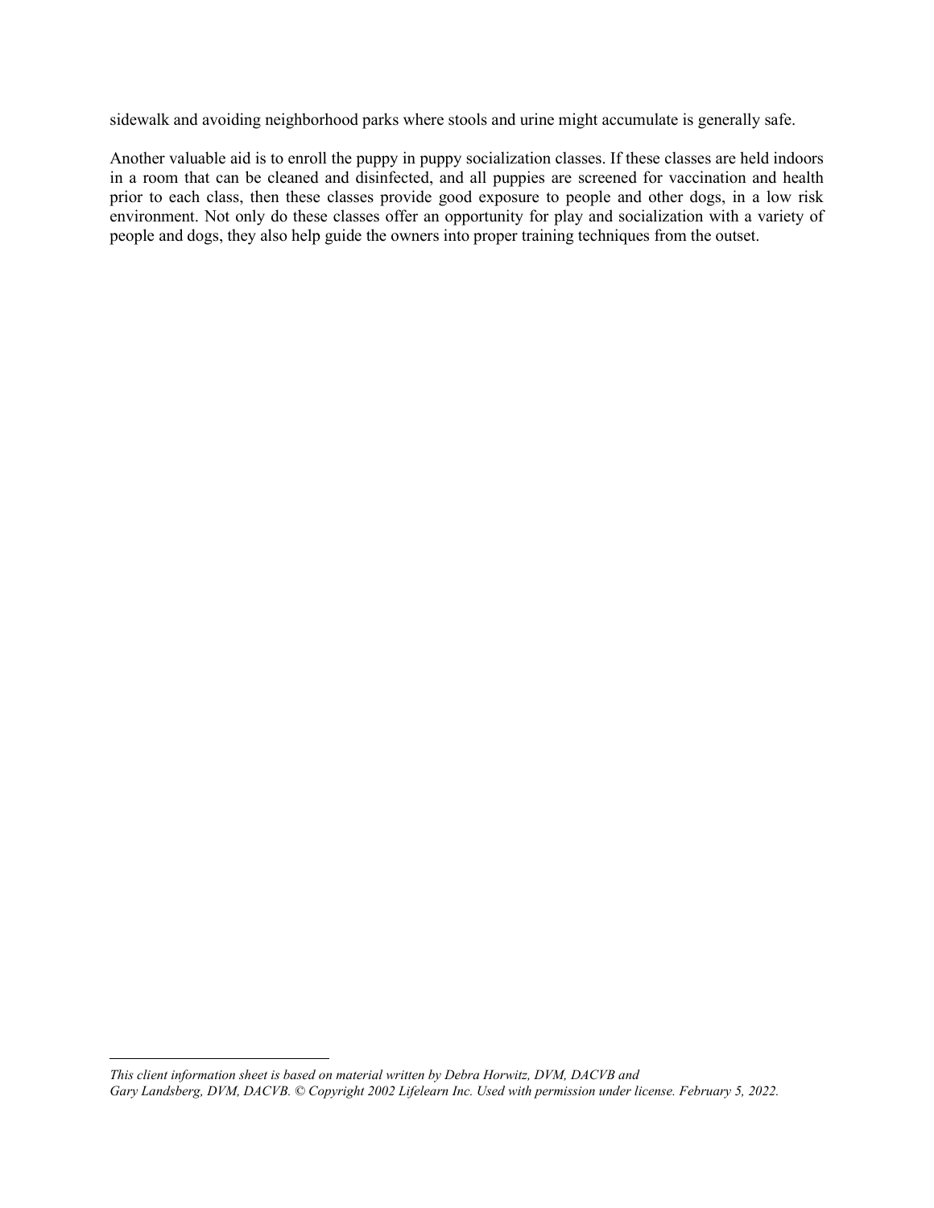sidewalk and avoiding neighborhood parks where stools and urine might accumulate is generally safe.

Another valuable aid is to enroll the puppy in puppy socialization classes. If these classes are held indoors in a room that can be cleaned and disinfected, and all puppies are screened for vaccination and health prior to each class, then these classes provide good exposure to people and other dogs, in a low risk environment. Not only do these classes offer an opportunity for play and socialization with a variety of people and dogs, they also help guide the owners into proper training techniques from the outset.

---

*This client information sheet is based on material written by Debra Horwitz, DVM, DACVB and Gary Landsberg, DVM, DACVB. © Copyright 2002 Lifelearn Inc. Used with permission under license. February 5, 2022.*